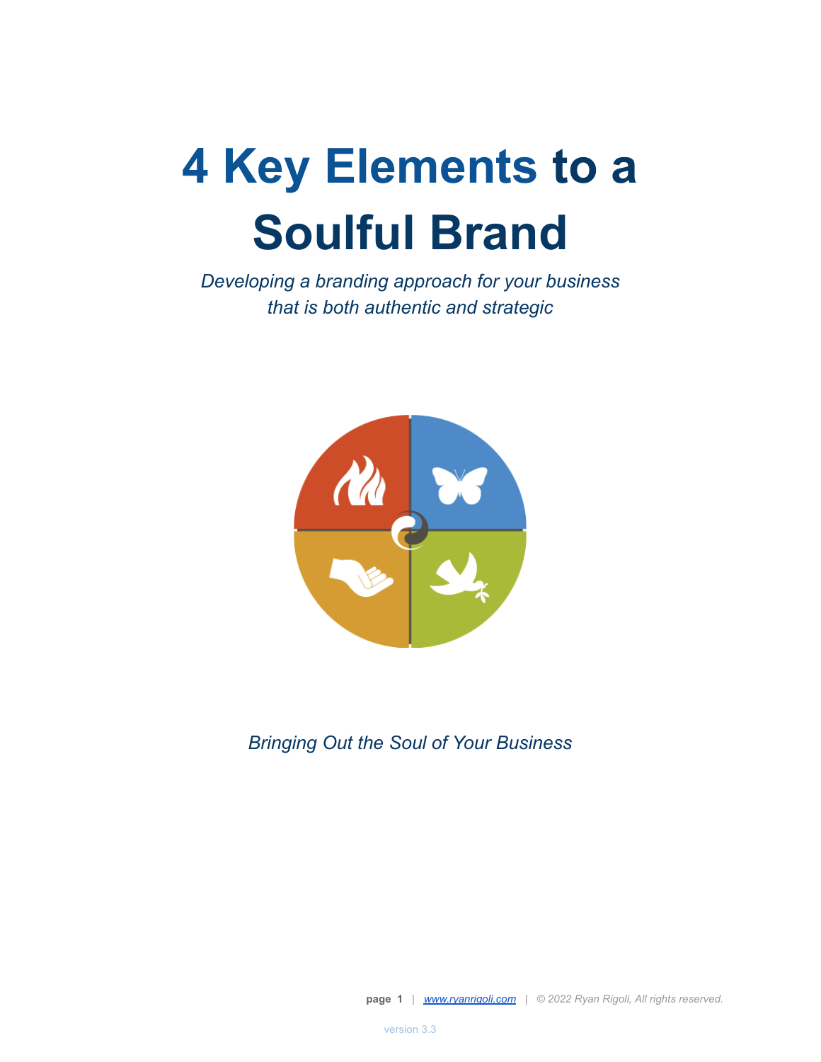# 4 Key Elements to a Soulful Brand

*Developing a branding approach for your business that is both authentic and strategic*

*Bringing Out the Soul of Your Business*

version 3.3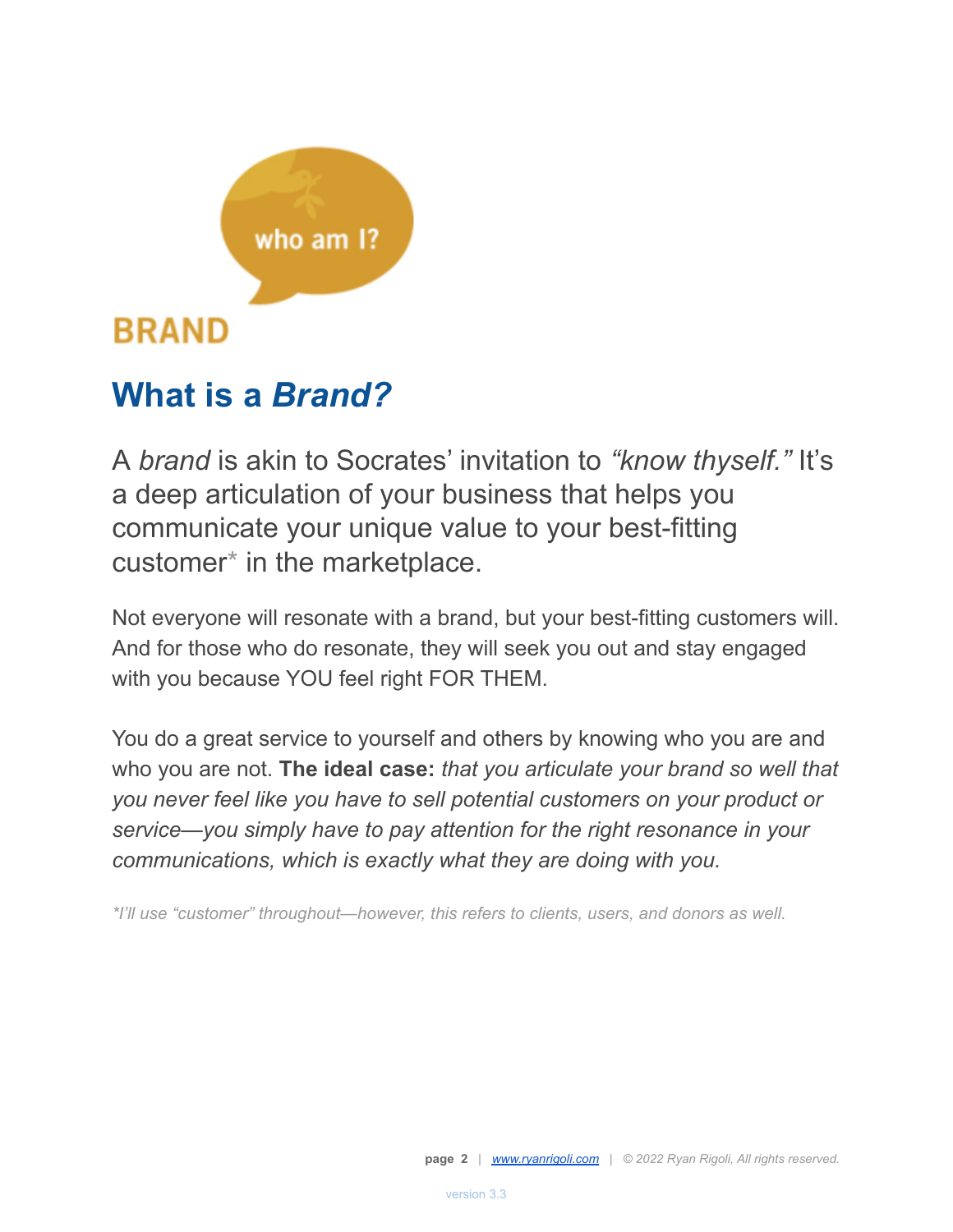who am I?

# BRAND

## What is a *Brand?*

A *brand* is akin to Socrates' invitation to *"know thyself."* It's a deep articulation of your business that helps you communicate your unique value to your best-fitting customer* in the marketplace.

Not everyone will resonate with a brand, but your best-fitting customers will. And for those who do resonate, they will seek you out and stay engaged with you because YOU feel right FOR THEM.

You do a great service to yourself and others by knowing who you are and who you are not. **The ideal case:** *that you articulate your brand so well that you never feel like you have to sell potential customers on your product or service—you simply have to pay attention for the right resonance in your communications, which is exactly what they are doing with you.*

*\*I'll use "customer" throughout—however, this refers to clients, users, and donors as well.*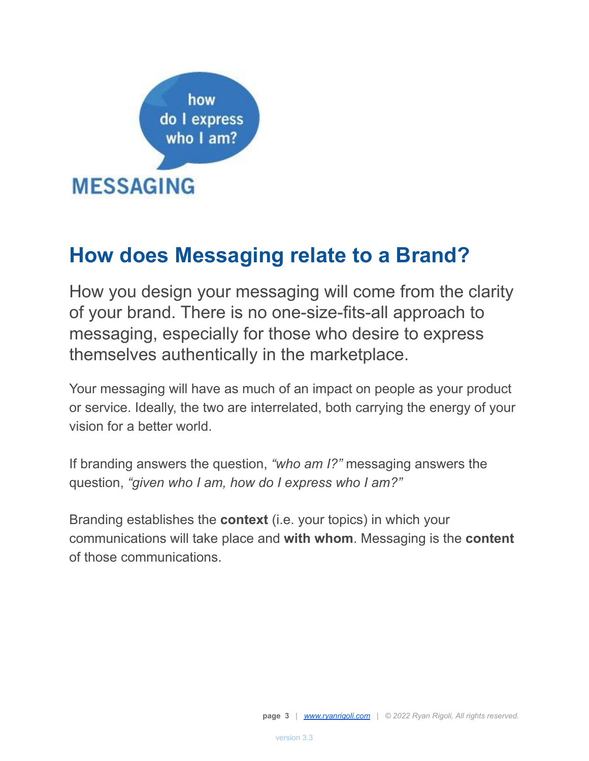how do I express who I am?

MESSAGING

## How does Messaging relate to a Brand?

How you design your messaging will come from the clarity of your brand. There is no one-size-fits-all approach to messaging, especially for those who desire to express themselves authentically in the marketplace.

Your messaging will have as much of an impact on people as your product or service. Ideally, the two are interrelated, both carrying the energy of your vision for a better world.

If branding answers the question, *"who am I?"* messaging answers the question, *"given who I am, how do I express who I am?"*

Branding establishes the **context** (i.e. your topics) in which your communications will take place and **with whom**. Messaging is the **content** of those communications.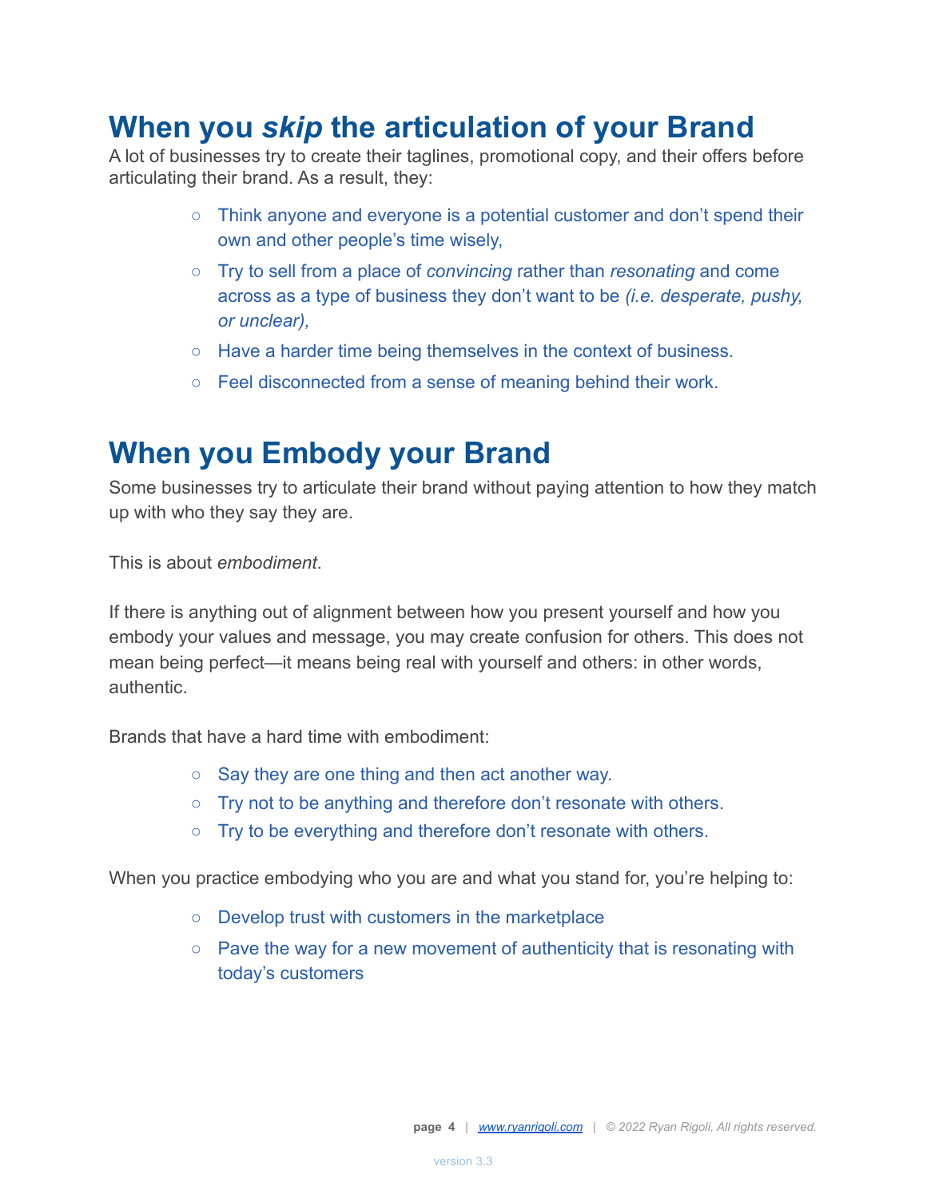## When you *skip* the articulation of your Brand

A lot of businesses try to create their taglines, promotional copy, and their offers before articulating their brand. As a result, they:

- Think anyone and everyone is a potential customer and don't spend their own and other people's time wisely,
- Try to sell from a place of *convincing* rather than *resonating* and come across as a type of business they don't want to be *(i.e. desperate, pushy, or unclear),*
- Have a harder time being themselves in the context of business.
- Feel disconnected from a sense of meaning behind their work.

## When you Embody your Brand

Some businesses try to articulate their brand without paying attention to how they match up with who they say they are.

This is about *embodiment*.

If there is anything out of alignment between how you present yourself and how you embody your values and message, you may create confusion for others. This does not mean being perfect—it means being real with yourself and others: in other words, authentic.

Brands that have a hard time with embodiment:

- Say they are one thing and then act another way.
- Try not to be anything and therefore don't resonate with others.
- Try to be everything and therefore don't resonate with others.

When you practice embodying who you are and what you stand for, you're helping to:

- Develop trust with customers in the marketplace
- Pave the way for a new movement of authenticity that is resonating with today's customers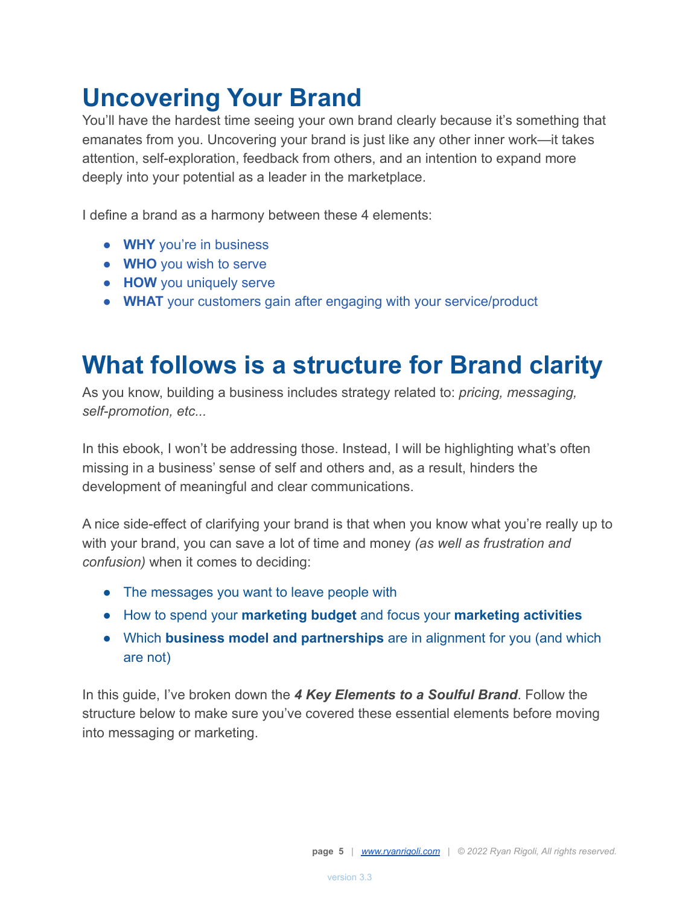# Uncovering Your Brand

You'll have the hardest time seeing your own brand clearly because it's something that emanates from you. Uncovering your brand is just like any other inner work—it takes attention, self-exploration, feedback from others, and an intention to expand more deeply into your potential as a leader in the marketplace.

I define a brand as a harmony between these 4 elements:

- **WHY** you're in business
- **WHO** you wish to serve
- **HOW** you uniquely serve
- **WHAT** your customers gain after engaging with your service/product

# What follows is a structure for Brand clarity

As you know, building a business includes strategy related to: *pricing, messaging, self-promotion, etc...*

In this ebook, I won't be addressing those. Instead, I will be highlighting what's often missing in a business' sense of self and others and, as a result, hinders the development of meaningful and clear communications.

A nice side-effect of clarifying your brand is that when you know what you're really up to with your brand, you can save a lot of time and money *(as well as frustration and confusion)* when it comes to deciding:

- The messages you want to leave people with
- How to spend your **marketing budget** and focus your **marketing activities**
- Which **business model and partnerships** are in alignment for you (and which are not)

In this guide, I've broken down the ***4 Key Elements to a Soulful Brand***. Follow the structure below to make sure you've covered these essential elements before moving into messaging or marketing.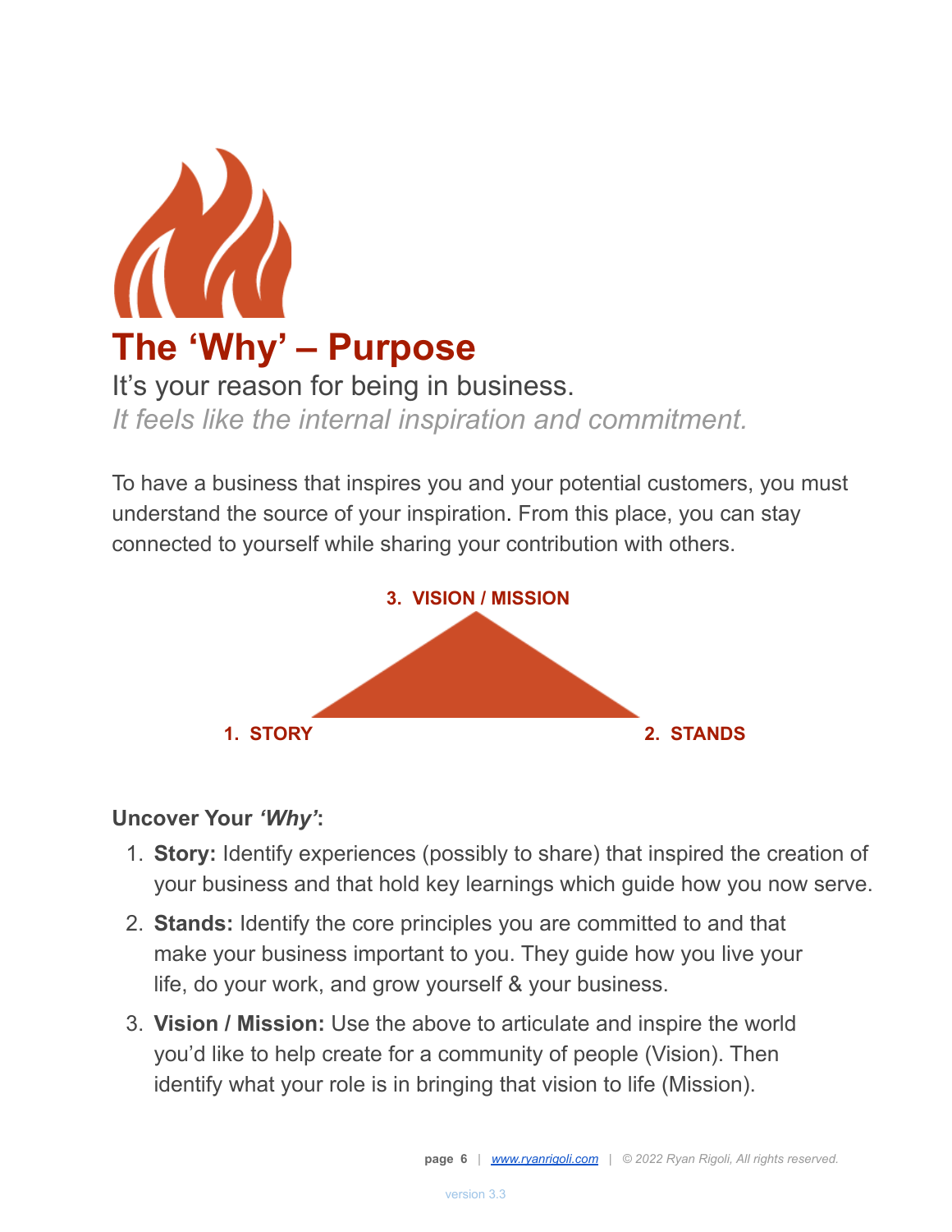# The 'Why' – Purpose

It's your reason for being in business.

*It feels like the internal inspiration and commitment.*

To have a business that inspires you and your potential customers, you must understand the source of your inspiration. From this place, you can stay connected to yourself while sharing your contribution with others.

**3. VISION / MISSION**

**1. STORY**

**2. STANDS**

**Uncover Your *'Why'*:**

1. **Story:** Identify experiences (possibly to share) that inspired the creation of your business and that hold key learnings which guide how you now serve.
2. **Stands:** Identify the core principles you are committed to and that make your business important to you. They guide how you live your life, do your work, and grow yourself & your business.
3. **Vision / Mission:** Use the above to articulate and inspire the world you'd like to help create for a community of people (Vision). Then identify what your role is in bringing that vision to life (Mission).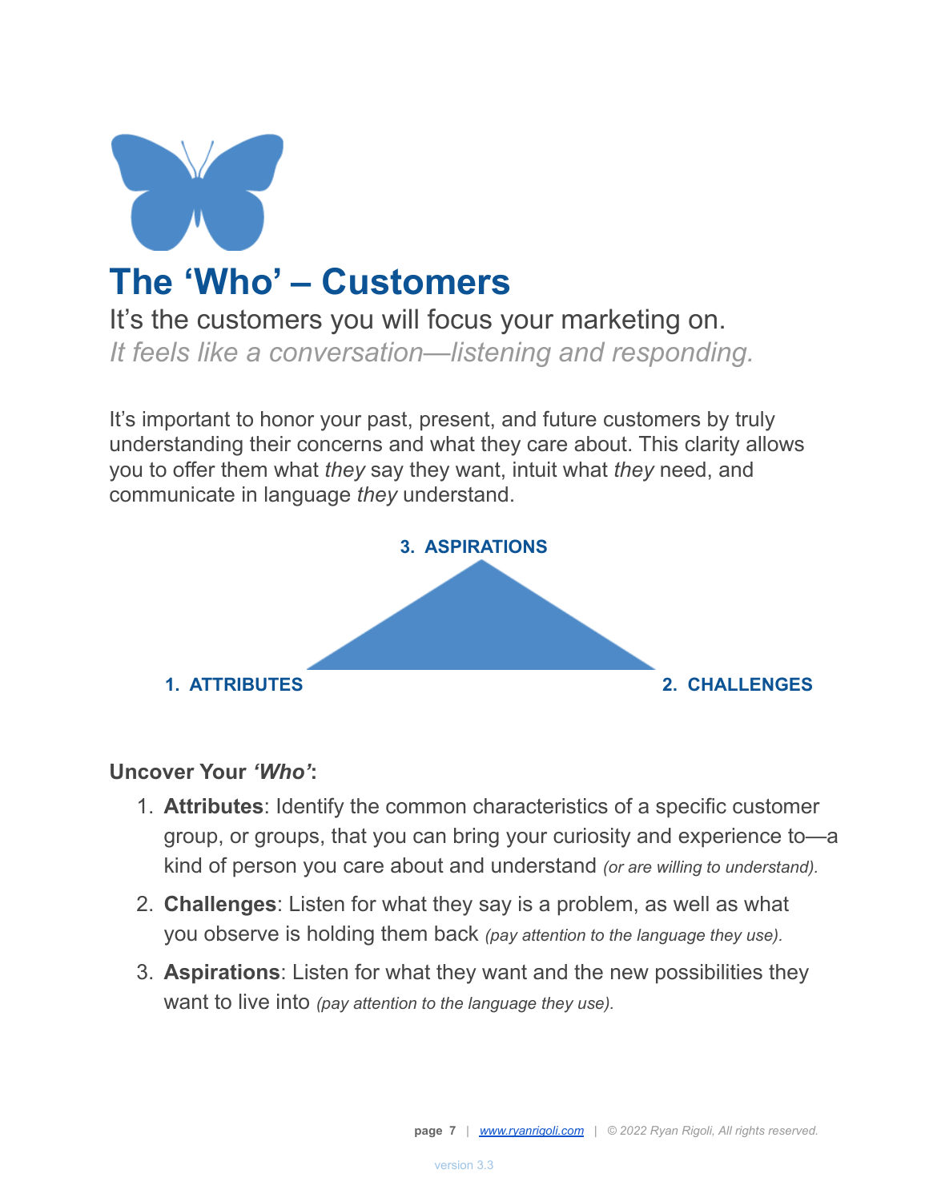# The 'Who' – Customers

It's the customers you will focus your marketing on.

*It feels like a conversation—listening and responding.*

It's important to honor your past, present, and future customers by truly understanding their concerns and what they care about. This clarity allows you to offer them what *they* say they want, intuit what *they* need, and communicate in language *they* understand.

**3. ASPIRATIONS**

**1. ATTRIBUTES** **2. CHALLENGES**

**Uncover Your *'Who'*:**

1. **Attributes**: Identify the common characteristics of a specific customer group, or groups, that you can bring your curiosity and experience to—a kind of person you care about and understand *(or are willing to understand).*
2. **Challenges**: Listen for what they say is a problem, as well as what you observe is holding them back *(pay attention to the language they use).*
3. **Aspirations**: Listen for what they want and the new possibilities they want to live into *(pay attention to the language they use).*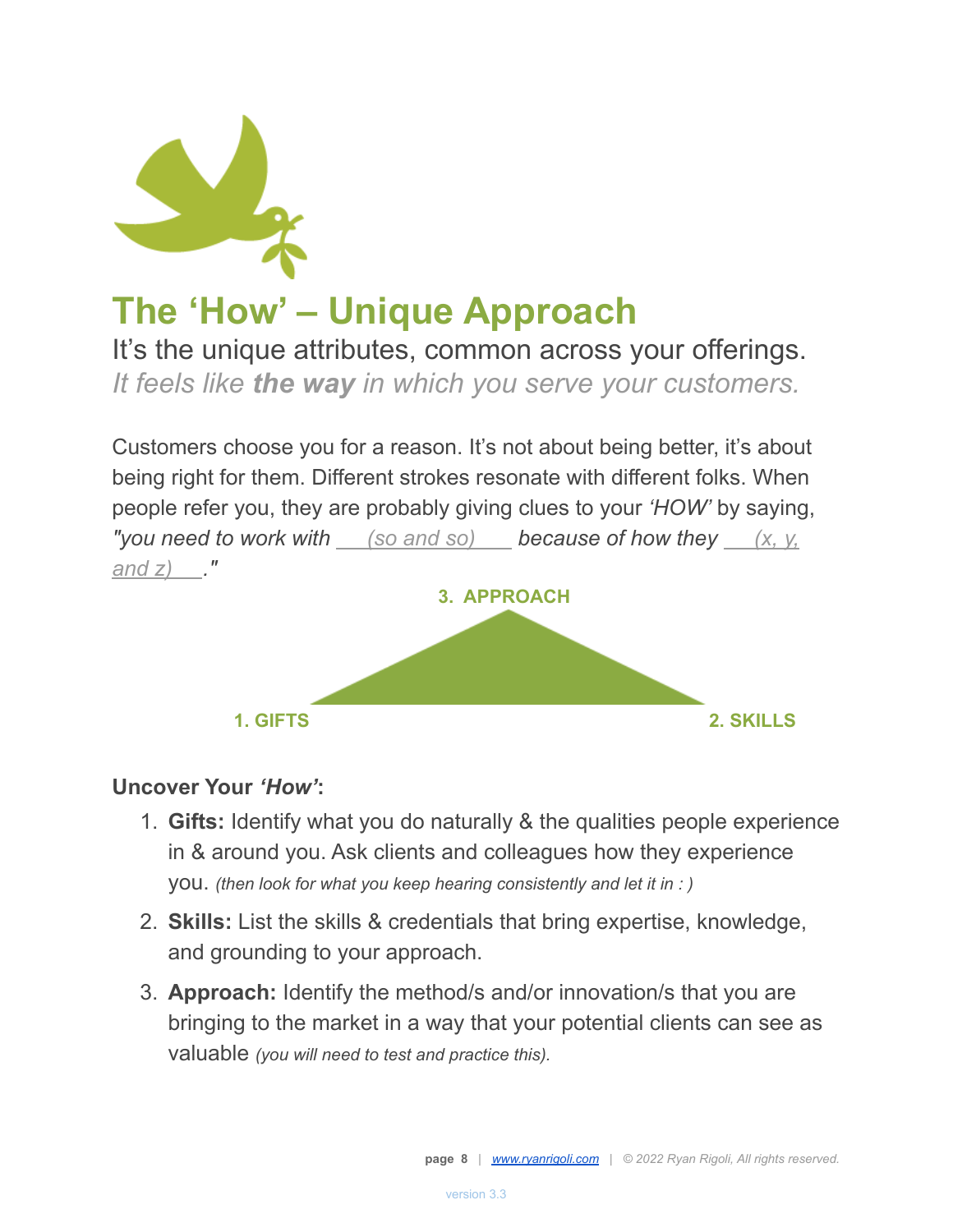# The 'How' – Unique Approach

It's the unique attributes, common across your offerings.

*It feels like **the way** in which you serve your customers.*

Customers choose you for a reason. It's not about being better, it's about being right for them. Different strokes resonate with different folks. When people refer you, they are probably giving clues to your *'HOW'* by saying, *"you need to work with ___(so and so)____ because of how they ___(x, y, and z)___."*

3. APPROACH

1. GIFTS

2. SKILLS

**Uncover Your *'How'*:**

1. **Gifts:** Identify what you do naturally & the qualities people experience in & around you. Ask clients and colleagues how they experience you. *(then look for what you keep hearing consistently and let it in : )*
2. **Skills:** List the skills & credentials that bring expertise, knowledge, and grounding to your approach.
3. **Approach:** Identify the method/s and/or innovation/s that you are bringing to the market in a way that your potential clients can see as valuable *(you will need to test and practice this).*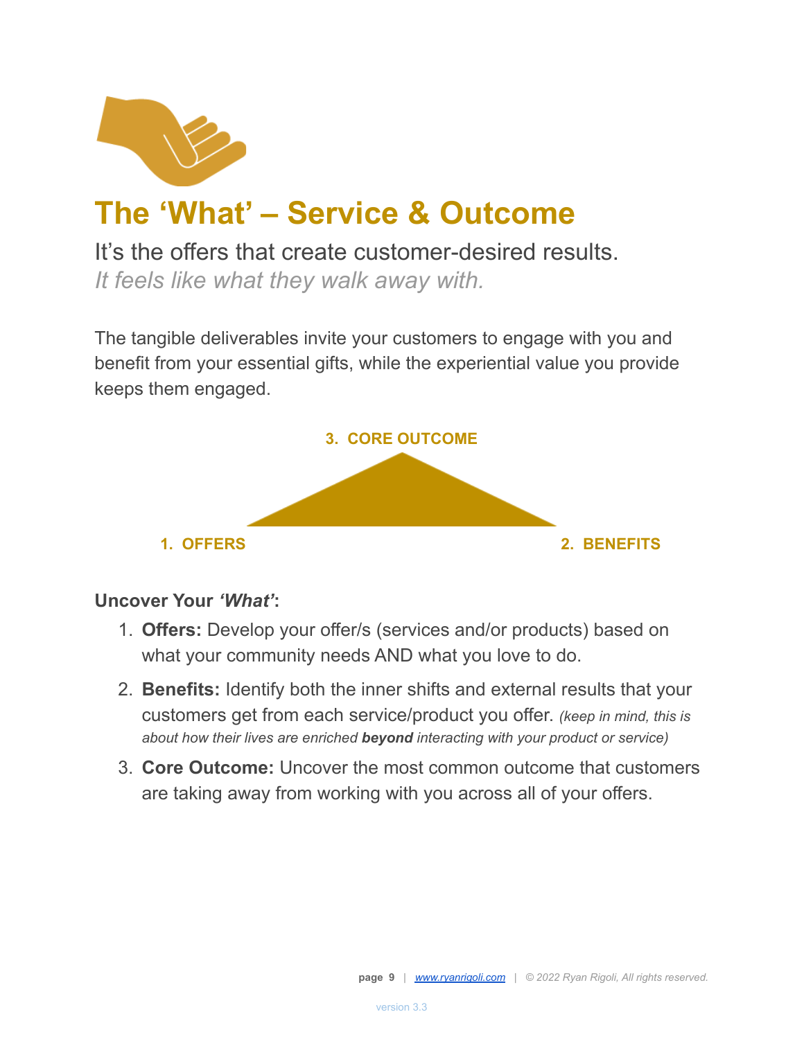# The 'What' – Service & Outcome

It's the offers that create customer-desired results.
*It feels like what they walk away with.*

The tangible deliverables invite your customers to engage with you and benefit from your essential gifts, while the experiential value you provide keeps them engaged.

**3. CORE OUTCOME**

**1. OFFERS** **2. BENEFITS**

**Uncover Your *'What'*:**

1. **Offers:** Develop your offer/s (services and/or products) based on what your community needs AND what you love to do.
2. **Benefits:** Identify both the inner shifts and external results that your customers get from each service/product you offer. *(keep in mind, this is about how their lives are enriched **beyond** interacting with your product or service)*
3. **Core Outcome:** Uncover the most common outcome that customers are taking away from working with you across all of your offers.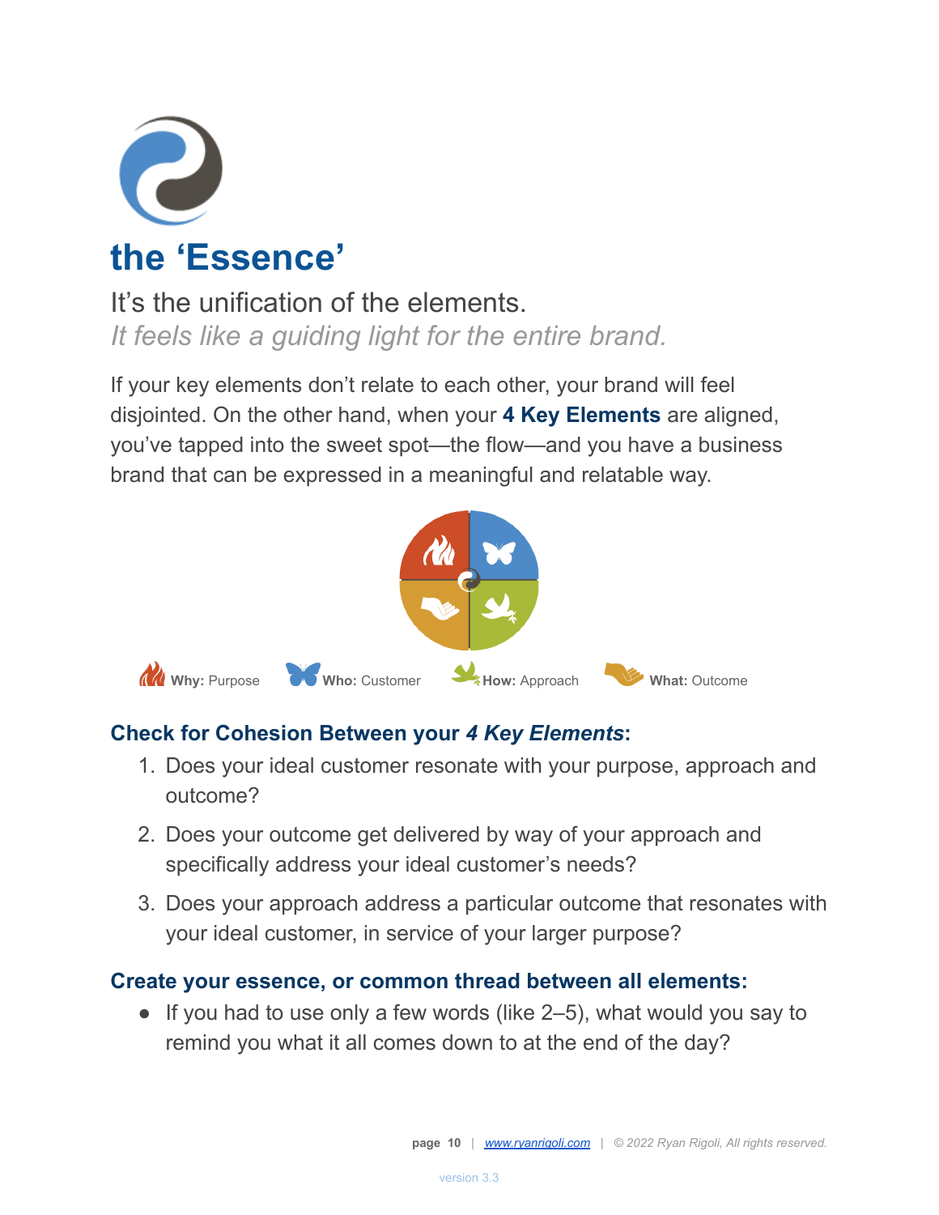# the 'Essence'

It's the unification of the elements.

*It feels like a guiding light for the entire brand.*

If your key elements don't relate to each other, your brand will feel disjointed. On the other hand, when your **4 Key Elements** are aligned, you've tapped into the sweet spot—the flow—and you have a business brand that can be expressed in a meaningful and relatable way.

**Why:** Purpose **Who:** Customer **How:** Approach **What:** Outcome

### Check for Cohesion Between your *4 Key Elements*:

1. Does your ideal customer resonate with your purpose, approach and outcome?
2. Does your outcome get delivered by way of your approach and specifically address your ideal customer's needs?
3. Does your approach address a particular outcome that resonates with your ideal customer, in service of your larger purpose?

### Create your essence, or common thread between all elements:

- If you had to use only a few words (like 2–5), what would you say to remind you what it all comes down to at the end of the day?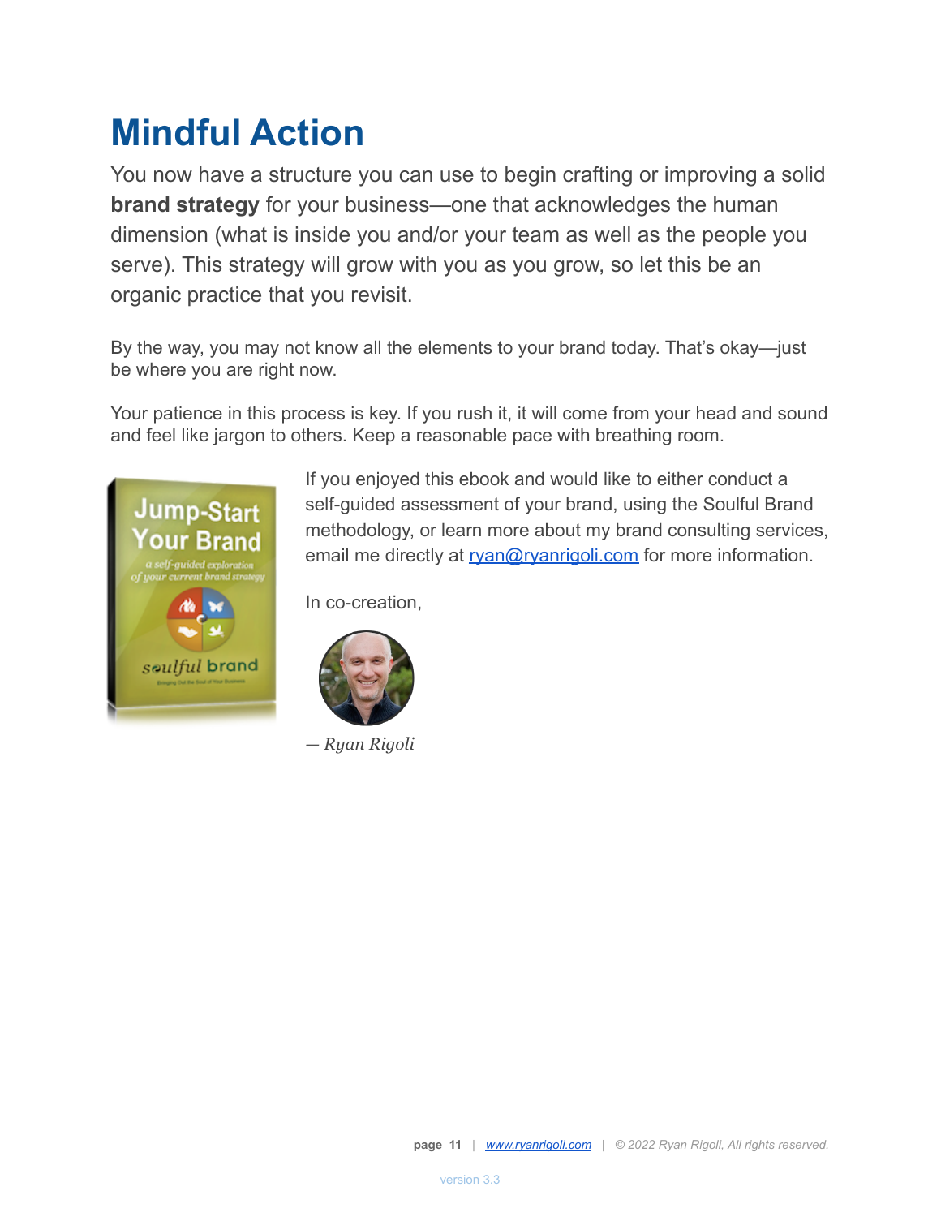# Mindful Action

You now have a structure you can use to begin crafting or improving a solid **brand strategy** for your business—one that acknowledges the human dimension (what is inside you and/or your team as well as the people you serve). This strategy will grow with you as you grow, so let this be an organic practice that you revisit.

By the way, you may not know all the elements to your brand today. That's okay—just be where you are right now.

Your patience in this process is key. If you rush it, it will come from your head and sound and feel like jargon to others. Keep a reasonable pace with breathing room.

If you enjoyed this ebook and would like to either conduct a self-guided assessment of your brand, using the Soulful Brand methodology, or learn more about my brand consulting services, email me directly at ryan@ryanrigoli.com for more information.

In co-creation,

*— Ryan Rigoli*